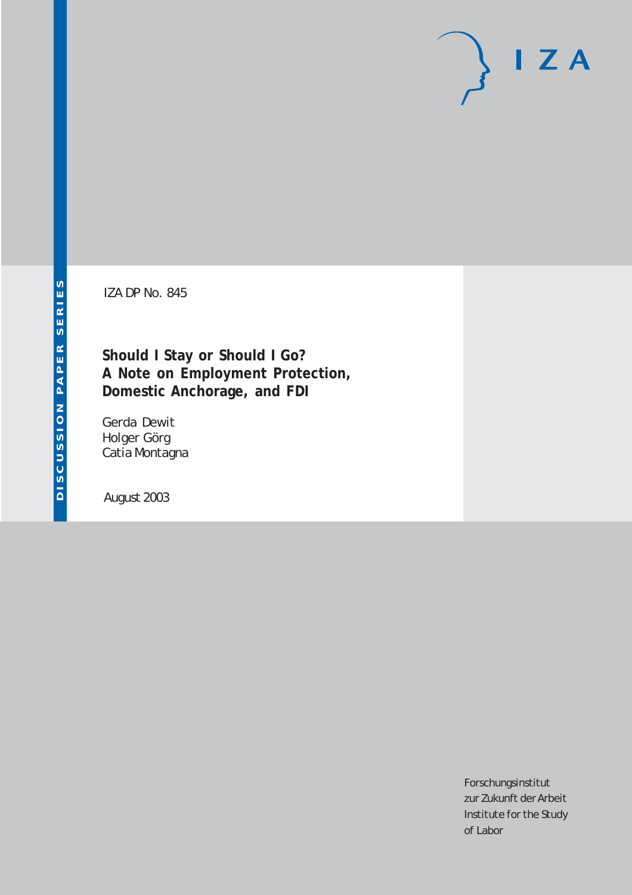DISCUSSION PAPER SERIES

IZA

IZA DP No. 845

# Should I Stay or Should I Go? A Note on Employment Protection, Domestic Anchorage, and FDI

Gerda Dewit
Holger Görg
Catia Montagna

August 2003

Forschungsinstitut
zur Zukunft der Arbeit
Institute for the Study
of Labor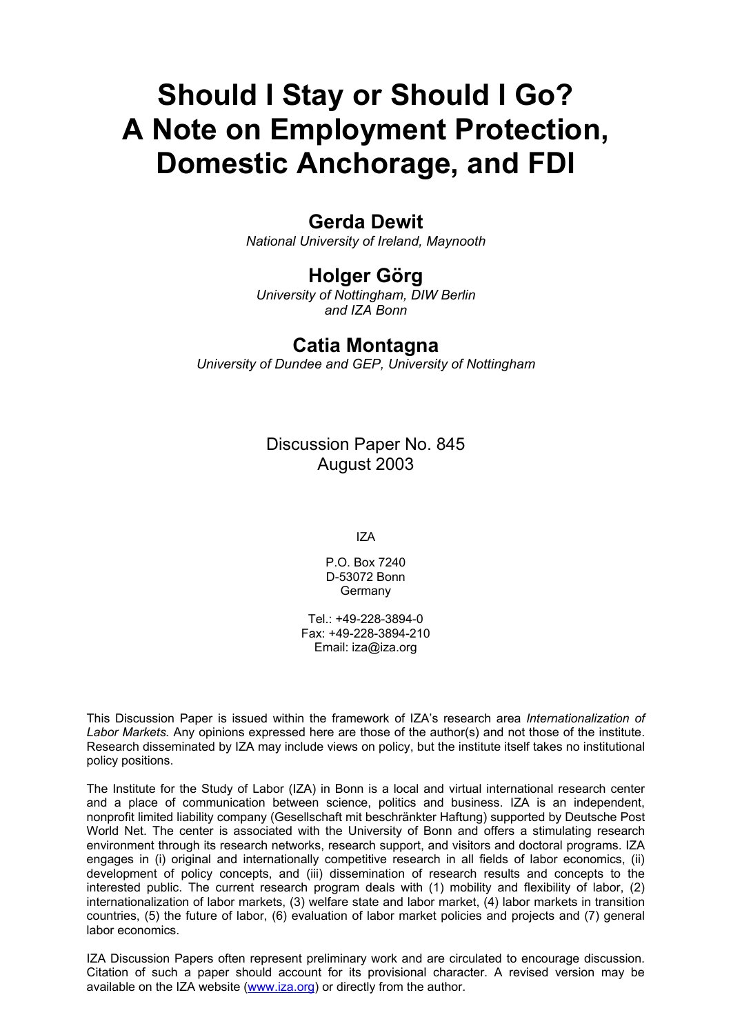# Should I Stay or Should I Go? A Note on Employment Protection, Domestic Anchorage, and FDI

## Gerda Dewit

*National University of Ireland, Maynooth*

## Holger Görg

*University of Nottingham, DIW Berlin and IZA Bonn*

## Catia Montagna

*University of Dundee and GEP, University of Nottingham*

Discussion Paper No. 845
August 2003

IZA

P.O. Box 7240
D-53072 Bonn
Germany

Tel.: +49-228-3894-0
Fax: +49-228-3894-210
Email: iza@iza.org

This Discussion Paper is issued within the framework of IZA's research area *Internationalization of Labor Markets.* Any opinions expressed here are those of the author(s) and not those of the institute. Research disseminated by IZA may include views on policy, but the institute itself takes no institutional policy positions.

The Institute for the Study of Labor (IZA) in Bonn is a local and virtual international research center and a place of communication between science, politics and business. IZA is an independent, nonprofit limited liability company (Gesellschaft mit beschränkter Haftung) supported by Deutsche Post World Net. The center is associated with the University of Bonn and offers a stimulating research environment through its research networks, research support, and visitors and doctoral programs. IZA engages in (i) original and internationally competitive research in all fields of labor economics, (ii) development of policy concepts, and (iii) dissemination of research results and concepts to the interested public. The current research program deals with (1) mobility and flexibility of labor, (2) internationalization of labor markets, (3) welfare state and labor market, (4) labor markets in transition countries, (5) the future of labor, (6) evaluation of labor market policies and projects and (7) general labor economics.

IZA Discussion Papers often represent preliminary work and are circulated to encourage discussion. Citation of such a paper should account for its provisional character. A revised version may be available on the IZA website (www.iza.org) or directly from the author.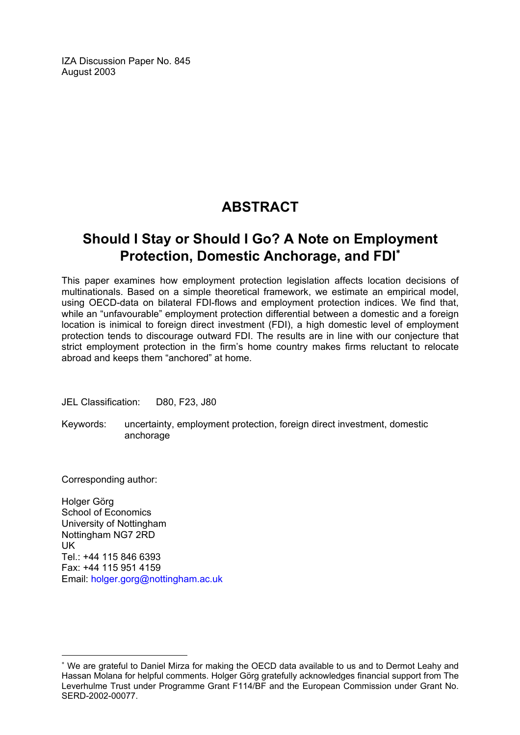IZA Discussion Paper No. 845
August 2003

# ABSTRACT

## Should I Stay or Should I Go? A Note on Employment Protection, Domestic Anchorage, and FDI*

This paper examines how employment protection legislation affects location decisions of multinationals. Based on a simple theoretical framework, we estimate an empirical model, using OECD-data on bilateral FDI-flows and employment protection indices. We find that, while an "unfavourable" employment protection differential between a domestic and a foreign location is inimical to foreign direct investment (FDI), a high domestic level of employment protection tends to discourage outward FDI. The results are in line with our conjecture that strict employment protection in the firm's home country makes firms reluctant to relocate abroad and keeps them "anchored" at home.

JEL Classification: D80, F23, J80

Keywords: uncertainty, employment protection, foreign direct investment, domestic anchorage

Corresponding author:

Holger Görg
School of Economics
University of Nottingham
Nottingham NG7 2RD
UK
Tel.: +44 115 846 6393
Fax: +44 115 951 4159
Email: holger.gorg@nottingham.ac.uk

---

* We are grateful to Daniel Mirza for making the OECD data available to us and to Dermot Leahy and Hassan Molana for helpful comments. Holger Görg gratefully acknowledges financial support from The Leverhulme Trust under Programme Grant F114/BF and the European Commission under Grant No. SERD-2002-00077.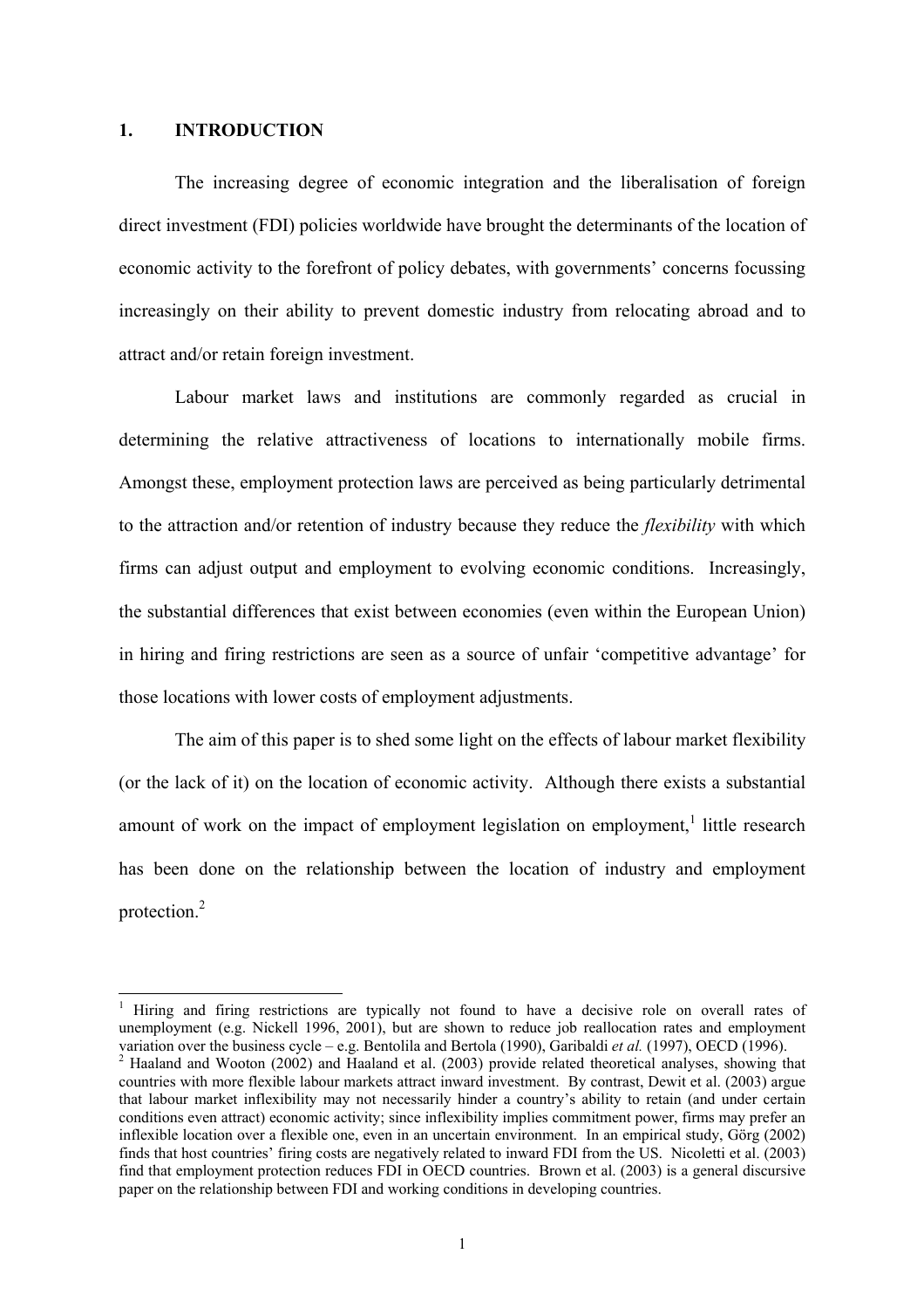## 1. INTRODUCTION

The increasing degree of economic integration and the liberalisation of foreign direct investment (FDI) policies worldwide have brought the determinants of the location of economic activity to the forefront of policy debates, with governments' concerns focussing increasingly on their ability to prevent domestic industry from relocating abroad and to attract and/or retain foreign investment.

Labour market laws and institutions are commonly regarded as crucial in determining the relative attractiveness of locations to internationally mobile firms. Amongst these, employment protection laws are perceived as being particularly detrimental to the attraction and/or retention of industry because they reduce the *flexibility* with which firms can adjust output and employment to evolving economic conditions. Increasingly, the substantial differences that exist between economies (even within the European Union) in hiring and firing restrictions are seen as a source of unfair 'competitive advantage' for those locations with lower costs of employment adjustments.

The aim of this paper is to shed some light on the effects of labour market flexibility (or the lack of it) on the location of economic activity. Although there exists a substantial amount of work on the impact of employment legislation on employment,[1] little research has been done on the relationship between the location of industry and employment protection.[2]

---

[1] Hiring and firing restrictions are typically not found to have a decisive role on overall rates of unemployment (e.g. Nickell 1996, 2001), but are shown to reduce job reallocation rates and employment variation over the business cycle – e.g. Bentolila and Bertola (1990), Garibaldi *et al.* (1997), OECD (1996).

[2] Haaland and Wooton (2002) and Haaland et al. (2003) provide related theoretical analyses, showing that countries with more flexible labour markets attract inward investment. By contrast, Dewit et al. (2003) argue that labour market inflexibility may not necessarily hinder a country's ability to retain (and under certain conditions even attract) economic activity; since inflexibility implies commitment power, firms may prefer an inflexible location over a flexible one, even in an uncertain environment. In an empirical study, Görg (2002) finds that host countries' firing costs are negatively related to inward FDI from the US. Nicoletti et al. (2003) find that employment protection reduces FDI in OECD countries. Brown et al. (2003) is a general discursive paper on the relationship between FDI and working conditions in developing countries.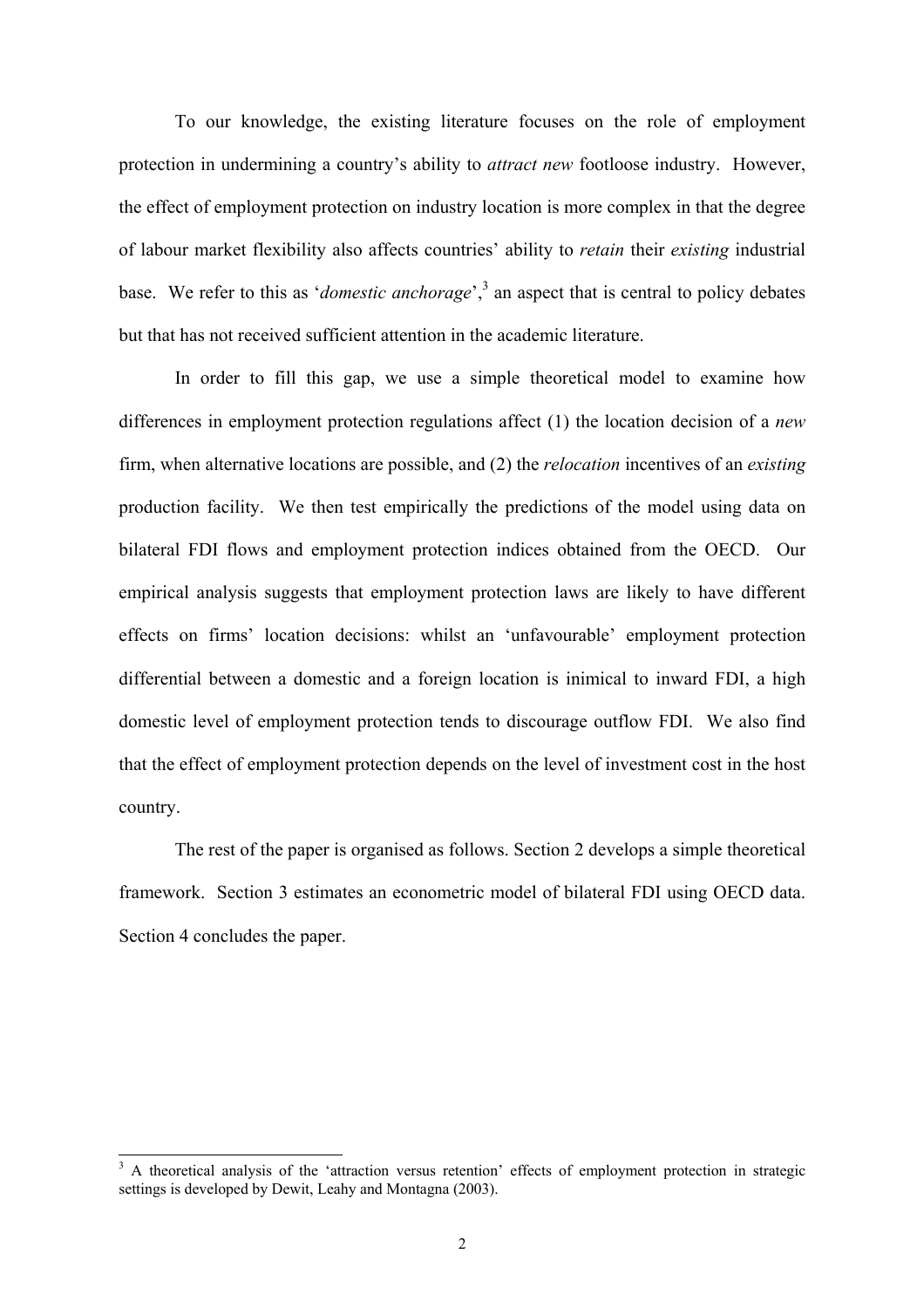To our knowledge, the existing literature focuses on the role of employment protection in undermining a country's ability to *attract new* footloose industry. However, the effect of employment protection on industry location is more complex in that the degree of labour market flexibility also affects countries' ability to *retain* their *existing* industrial base. We refer to this as '*domestic anchorage*',[3] an aspect that is central to policy debates but that has not received sufficient attention in the academic literature.

In order to fill this gap, we use a simple theoretical model to examine how differences in employment protection regulations affect (1) the location decision of a *new* firm, when alternative locations are possible, and (2) the *relocation* incentives of an *existing* production facility. We then test empirically the predictions of the model using data on bilateral FDI flows and employment protection indices obtained from the OECD. Our empirical analysis suggests that employment protection laws are likely to have different effects on firms' location decisions: whilst an 'unfavourable' employment protection differential between a domestic and a foreign location is inimical to inward FDI, a high domestic level of employment protection tends to discourage outflow FDI. We also find that the effect of employment protection depends on the level of investment cost in the host country.

The rest of the paper is organised as follows. Section 2 develops a simple theoretical framework. Section 3 estimates an econometric model of bilateral FDI using OECD data. Section 4 concludes the paper.

---

[3] A theoretical analysis of the 'attraction versus retention' effects of employment protection in strategic settings is developed by Dewit, Leahy and Montagna (2003).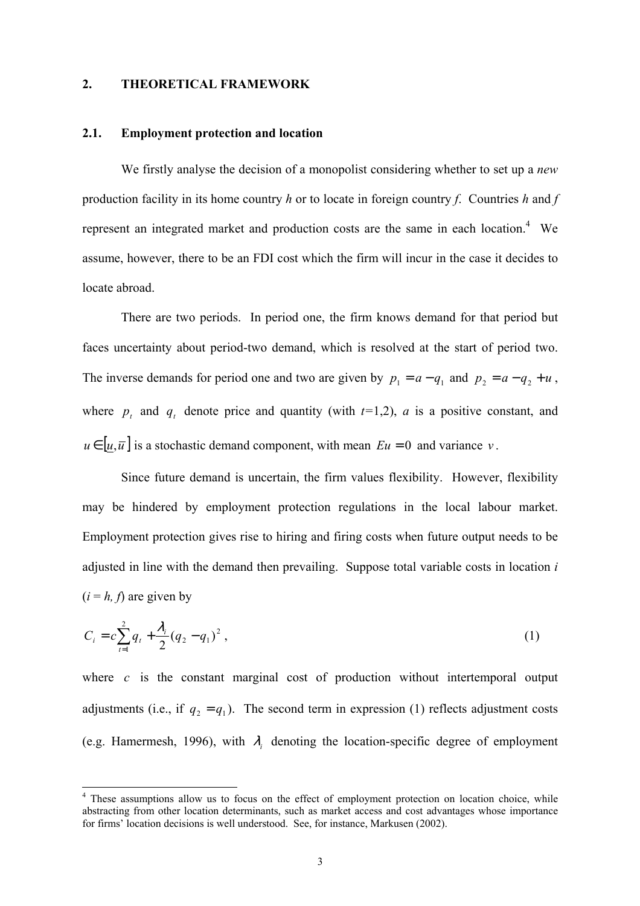## 2. THEORETICAL FRAMEWORK

### 2.1. Employment protection and location

We firstly analyse the decision of a monopolist considering whether to set up a *new* production facility in its home country *h* or to locate in foreign country *f*. Countries *h* and *f* represent an integrated market and production costs are the same in each location.[4] We assume, however, there to be an FDI cost which the firm will incur in the case it decides to locate abroad.

There are two periods. In period one, the firm knows demand for that period but faces uncertainty about period-two demand, which is resolved at the start of period two. The inverse demands for period one and two are given by $p_1 = a - q_1$ and $p_2 = a - q_2 + u$, where $p_t$ and $q_t$ denote price and quantity (with $t$=1,2), $a$ is a positive constant, and $u \in [\underline{u}, \overline{u}]$ is a stochastic demand component, with mean $Eu = 0$ and variance $v$.

Since future demand is uncertain, the firm values flexibility. However, flexibility may be hindered by employment protection regulations in the local labour market. Employment protection gives rise to hiring and firing costs when future output needs to be adjusted in line with the demand then prevailing. Suppose total variable costs in location *i* ($i = h, f$) are given by

$$C_i = c\sum_{t=1}^{2} q_t + \frac{\lambda_i}{2}(q_2 - q_1)^2 , \tag{1}$$

where $c$ is the constant marginal cost of production without intertemporal output adjustments (i.e., if $q_2 = q_1$). The second term in expression (1) reflects adjustment costs (e.g. Hamermesh, 1996), with $\lambda_i$ denoting the location-specific degree of employment

[4] These assumptions allow us to focus on the effect of employment protection on location choice, while abstracting from other location determinants, such as market access and cost advantages whose importance for firms' location decisions is well understood. See, for instance, Markusen (2002).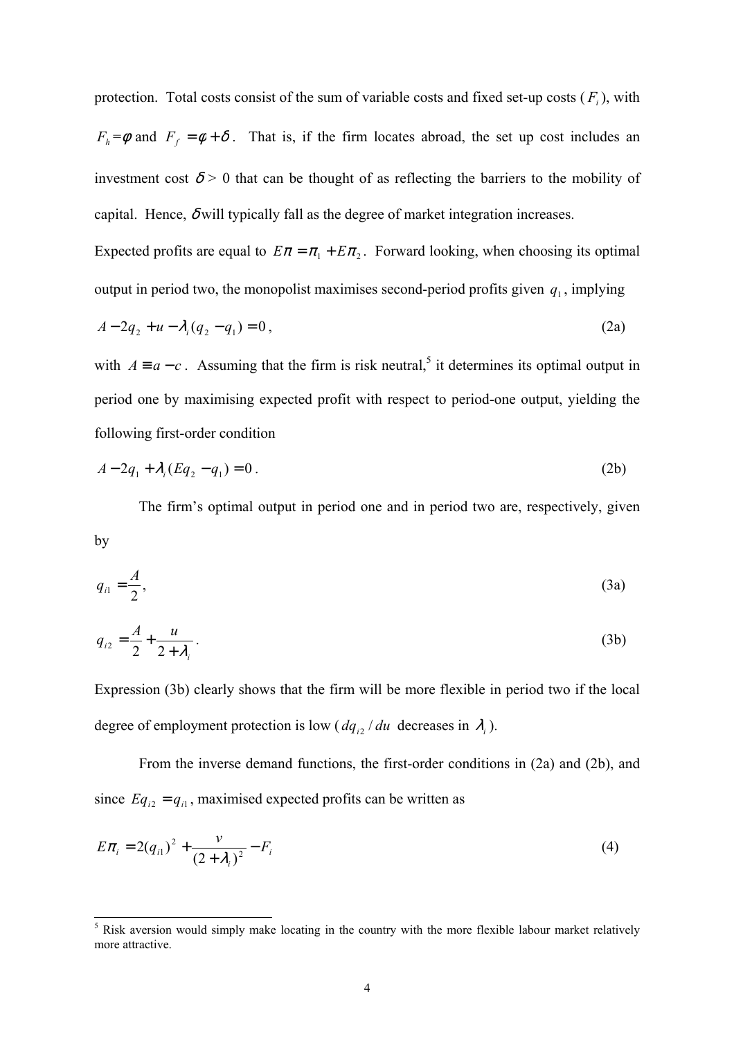protection. Total costs consist of the sum of variable costs and fixed set-up costs ($F_i$), with $F_h = \phi$ and $F_f = \phi + \delta$. That is, if the firm locates abroad, the set up cost includes an investment cost $\delta > 0$ that can be thought of as reflecting the barriers to the mobility of capital. Hence, $\delta$ will typically fall as the degree of market integration increases.

Expected profits are equal to $E\pi = \pi_1 + E\pi_2$. Forward looking, when choosing its optimal output in period two, the monopolist maximises second-period profits given $q_1$, implying

$$A - 2q_2 + u - \lambda_i (q_2 - q_1) = 0\,, \tag{2a}$$

with $A \equiv a - c$. Assuming that the firm is risk neutral,[5] it determines its optimal output in period one by maximising expected profit with respect to period-one output, yielding the following first-order condition

$$A - 2q_1 + \lambda_i (Eq_2 - q_1) = 0\,. \tag{2b}$$

The firm's optimal output in period one and in period two are, respectively, given by

$$q_{i1} = \frac{A}{2}\,, \tag{3a}$$

$$q_{i2} = \frac{A}{2} + \frac{u}{2 + \lambda_i}\,. \tag{3b}$$

Expression (3b) clearly shows that the firm will be more flexible in period two if the local degree of employment protection is low ($dq_{i2}/du$ decreases in $\lambda_i$).

From the inverse demand functions, the first-order conditions in (2a) and (2b), and since $Eq_{i2} = q_{i1}$, maximised expected profits can be written as

$$E\pi_i = 2(q_{i1})^2 + \frac{v}{(2 + \lambda_i)^2} - F_i \tag{4}$$

[5] Risk aversion would simply make locating in the country with the more flexible labour market relatively more attractive.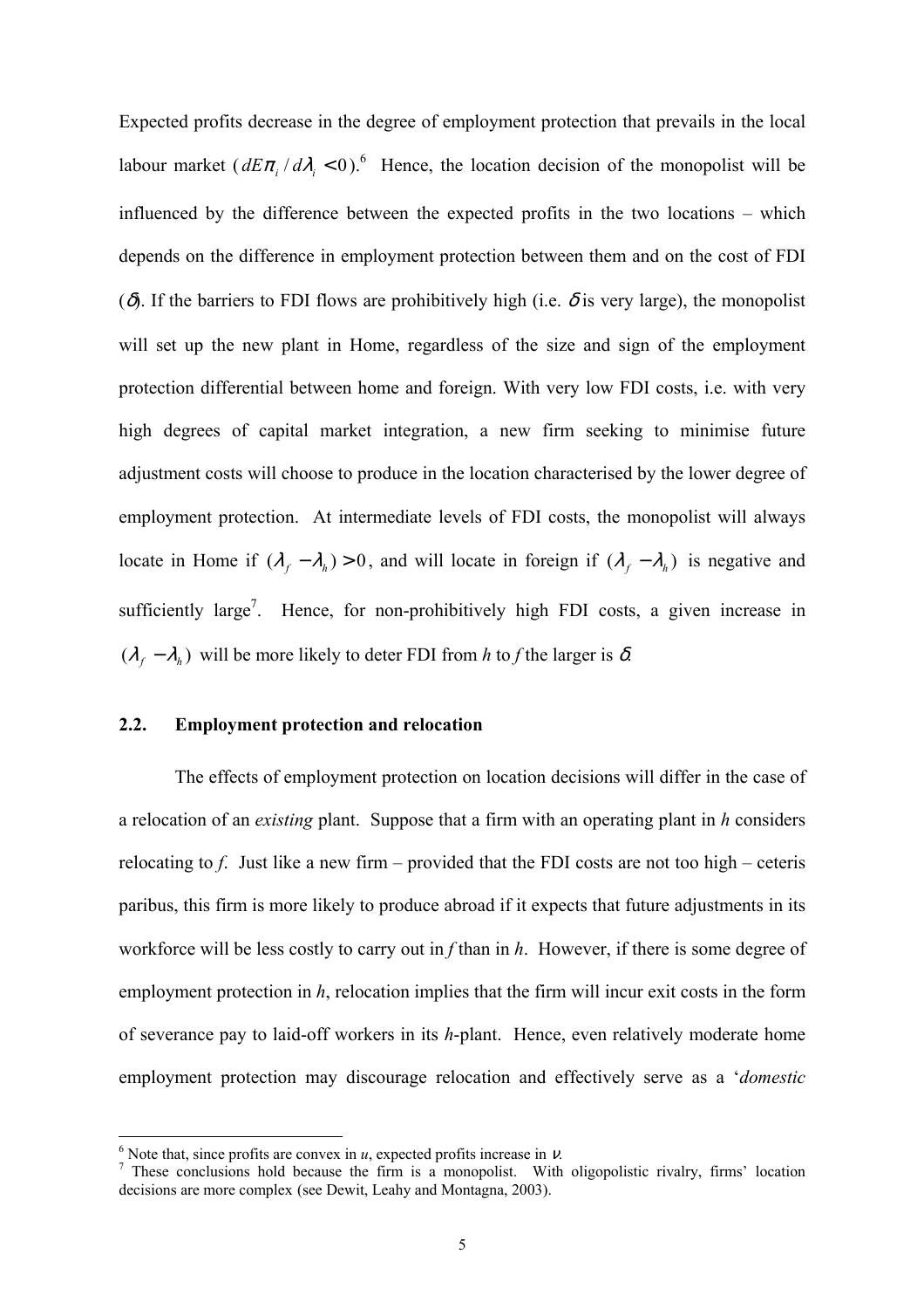Expected profits decrease in the degree of employment protection that prevails in the local labour market ($dE\pi_i / d\lambda_i < 0$).[6] Hence, the location decision of the monopolist will be influenced by the difference between the expected profits in the two locations – which depends on the difference in employment protection between them and on the cost of FDI ($\delta$). If the barriers to FDI flows are prohibitively high (i.e. $\delta$ is very large), the monopolist will set up the new plant in Home, regardless of the size and sign of the employment protection differential between home and foreign. With very low FDI costs, i.e. with very high degrees of capital market integration, a new firm seeking to minimise future adjustment costs will choose to produce in the location characterised by the lower degree of employment protection. At intermediate levels of FDI costs, the monopolist will always locate in Home if $(\lambda_f - \lambda_h) > 0$, and will locate in foreign if $(\lambda_f - \lambda_h)$ is negative and sufficiently large[7]. Hence, for non-prohibitively high FDI costs, a given increase in $(\lambda_f - \lambda_h)$ will be more likely to deter FDI from *h* to *f* the larger is $\delta$.

## 2.2. Employment protection and relocation

The effects of employment protection on location decisions will differ in the case of a relocation of an *existing* plant. Suppose that a firm with an operating plant in *h* considers relocating to *f*. Just like a new firm – provided that the FDI costs are not too high – ceteris paribus, this firm is more likely to produce abroad if it expects that future adjustments in its workforce will be less costly to carry out in *f* than in *h*. However, if there is some degree of employment protection in *h*, relocation implies that the firm will incur exit costs in the form of severance pay to laid-off workers in its *h*-plant. Hence, even relatively moderate home employment protection may discourage relocation and effectively serve as a '*domestic*

---

[6] Note that, since profits are convex in $u$, expected profits increase in $\nu$.

[7] These conclusions hold because the firm is a monopolist. With oligopolistic rivalry, firms' location decisions are more complex (see Dewit, Leahy and Montagna, 2003).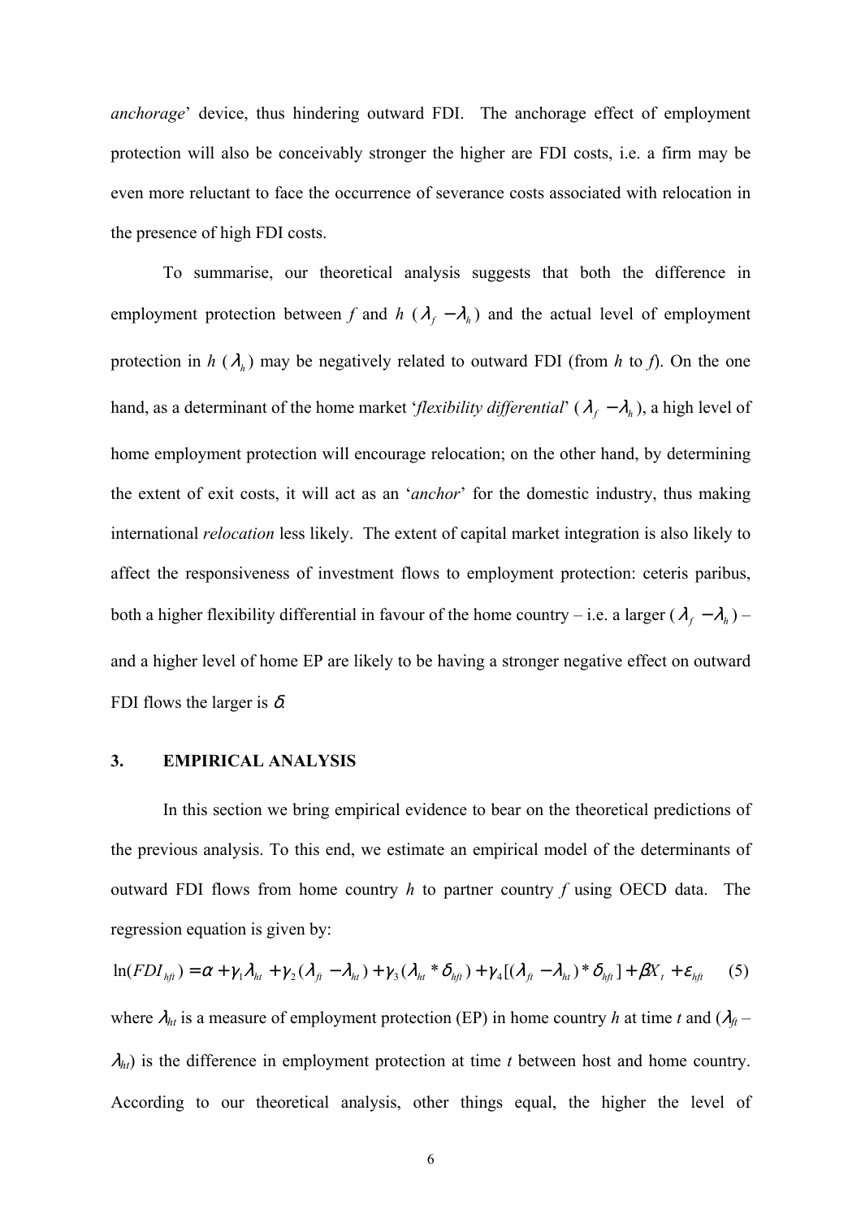*anchorage*' device, thus hindering outward FDI. The anchorage effect of employment protection will also be conceivably stronger the higher are FDI costs, i.e. a firm may be even more reluctant to face the occurrence of severance costs associated with relocation in the presence of high FDI costs.

To summarise, our theoretical analysis suggests that both the difference in employment protection between *f* and *h* ($\lambda_f - \lambda_h$) and the actual level of employment protection in *h* ($\lambda_h$) may be negatively related to outward FDI (from *h* to *f*). On the one hand, as a determinant of the home market '*flexibility differential*' ($\lambda_f - \lambda_h$), a high level of home employment protection will encourage relocation; on the other hand, by determining the extent of exit costs, it will act as an '*anchor*' for the domestic industry, thus making international *relocation* less likely. The extent of capital market integration is also likely to affect the responsiveness of investment flows to employment protection: ceteris paribus, both a higher flexibility differential in favour of the home country – i.e. a larger ($\lambda_f - \lambda_h$) – and a higher level of home EP are likely to be having a stronger negative effect on outward FDI flows the larger is $\delta$.

## 3. EMPIRICAL ANALYSIS

In this section we bring empirical evidence to bear on the theoretical predictions of the previous analysis. To this end, we estimate an empirical model of the determinants of outward FDI flows from home country *h* to partner country *f* using OECD data. The regression equation is given by:

$$\ln(FDI_{hft}) = \alpha + \gamma_1 \lambda_{ht} + \gamma_2 (\lambda_{ft} - \lambda_{ht}) + \gamma_3 (\lambda_{ht} * \delta_{hft}) + \gamma_4 [(\lambda_{ft} - \lambda_{ht}) * \delta_{hft}] + \beta X_t + \varepsilon_{hft} \qquad (5)$$

where $\lambda_{ht}$ is a measure of employment protection (EP) in home country *h* at time *t* and ($\lambda_{ft}$ – $\lambda_{ht}$) is the difference in employment protection at time *t* between host and home country. According to our theoretical analysis, other things equal, the higher the level of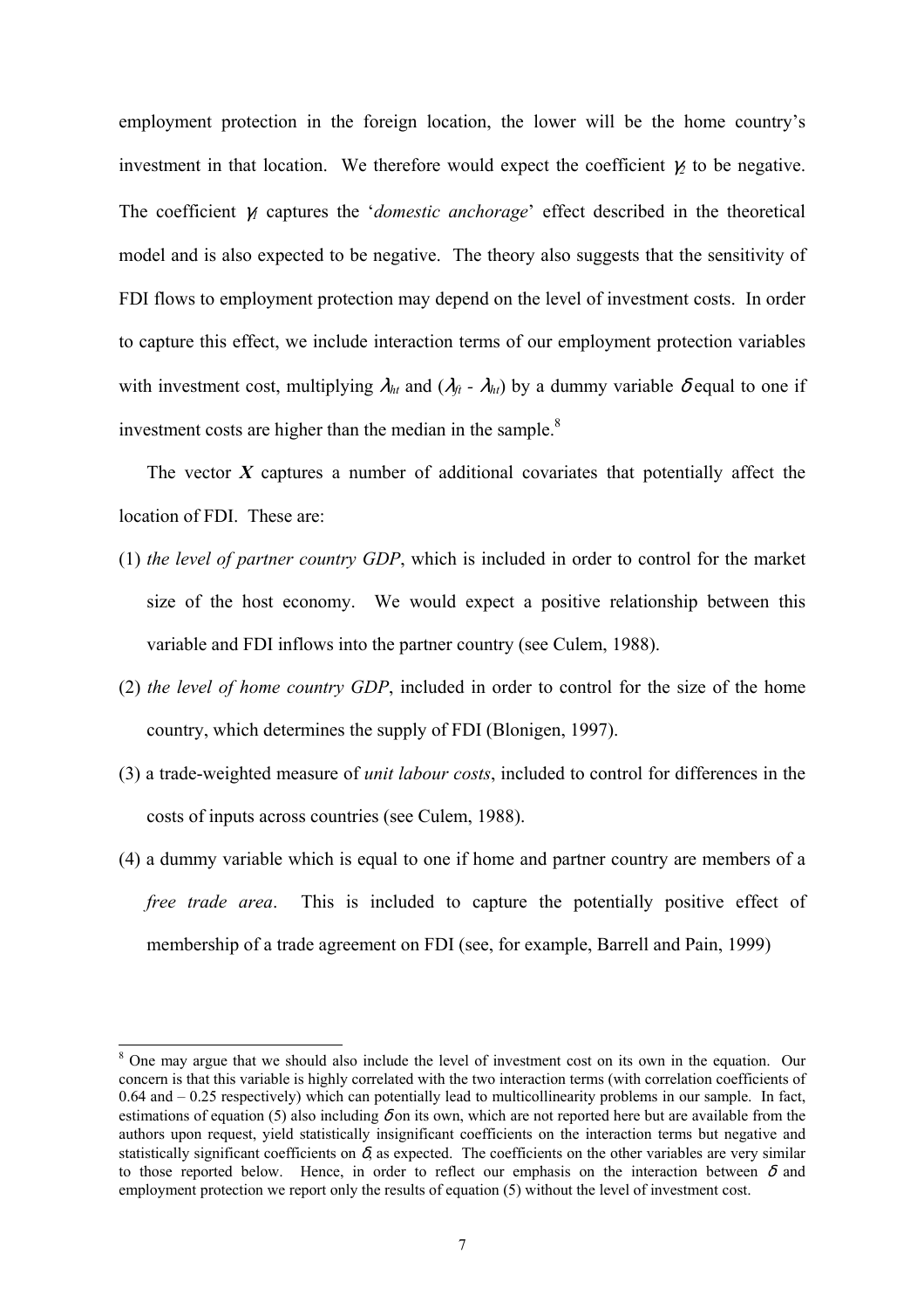employment protection in the foreign location, the lower will be the home country's investment in that location. We therefore would expect the coefficient $\gamma_2$ to be negative. The coefficient $\gamma_1$ captures the '*domestic anchorage*' effect described in the theoretical model and is also expected to be negative. The theory also suggests that the sensitivity of FDI flows to employment protection may depend on the level of investment costs. In order to capture this effect, we include interaction terms of our employment protection variables with investment cost, multiplying $\lambda_{ht}$ and $(\lambda_{ft} - \lambda_{ht})$ by a dummy variable $\delta$ equal to one if investment costs are higher than the median in the sample.[8]

The vector $\boldsymbol{X}$ captures a number of additional covariates that potentially affect the location of FDI. These are:

(1) *the level of partner country GDP*, which is included in order to control for the market size of the host economy. We would expect a positive relationship between this variable and FDI inflows into the partner country (see Culem, 1988).

(2) *the level of home country GDP*, included in order to control for the size of the home country, which determines the supply of FDI (Blonigen, 1997).

(3) a trade-weighted measure of *unit labour costs*, included to control for differences in the costs of inputs across countries (see Culem, 1988).

(4) a dummy variable which is equal to one if home and partner country are members of a *free trade area*. This is included to capture the potentially positive effect of membership of a trade agreement on FDI (see, for example, Barrell and Pain, 1999)

[8] One may argue that we should also include the level of investment cost on its own in the equation. Our concern is that this variable is highly correlated with the two interaction terms (with correlation coefficients of 0.64 and – 0.25 respectively) which can potentially lead to multicollinearity problems in our sample. In fact, estimations of equation (5) also including $\delta$ on its own, which are not reported here but are available from the authors upon request, yield statistically insignificant coefficients on the interaction terms but negative and statistically significant coefficients on $\delta$, as expected. The coefficients on the other variables are very similar to those reported below. Hence, in order to reflect our emphasis on the interaction between $\delta$ and employment protection we report only the results of equation (5) without the level of investment cost.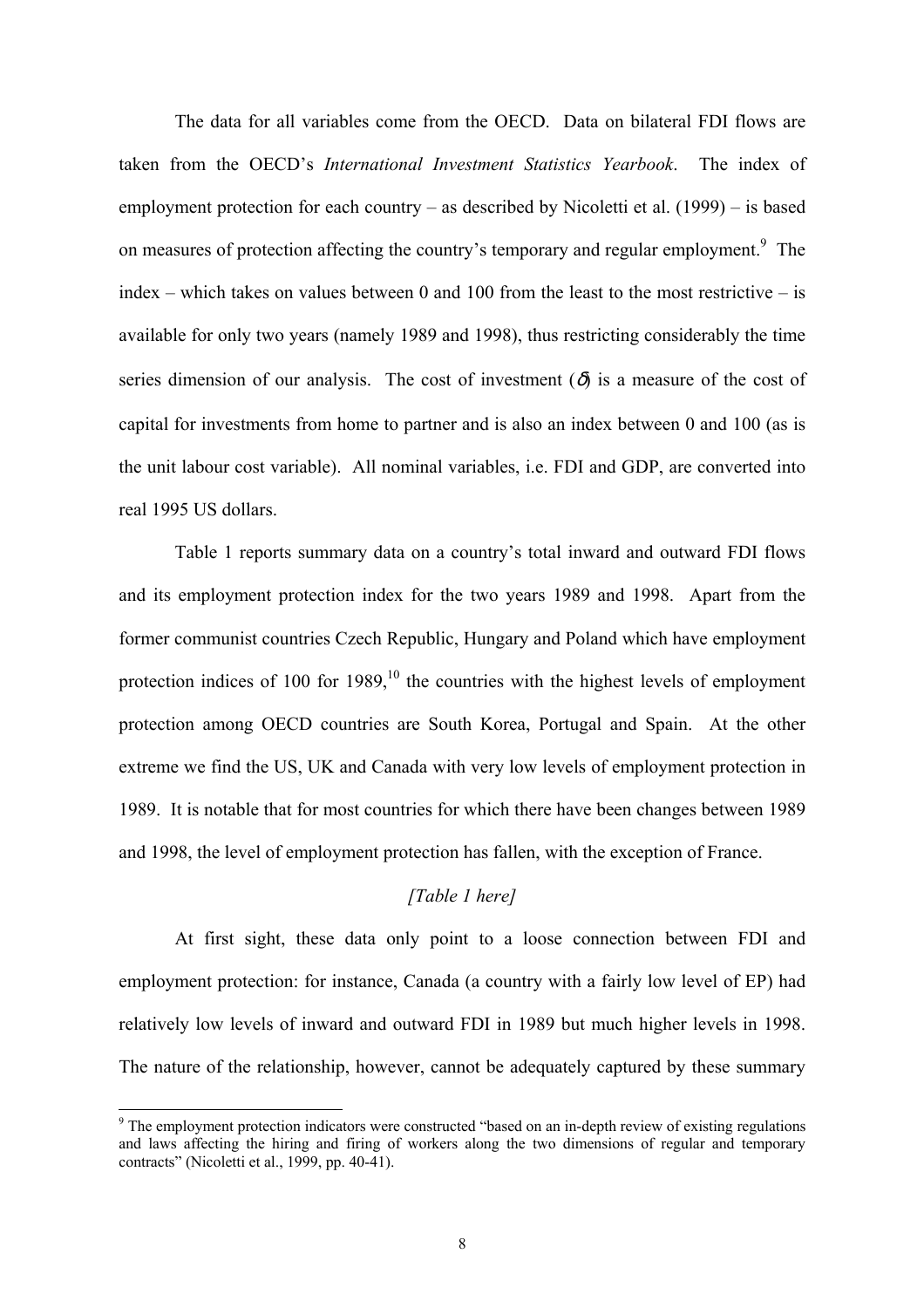The data for all variables come from the OECD. Data on bilateral FDI flows are taken from the OECD's *International Investment Statistics Yearbook*. The index of employment protection for each country – as described by Nicoletti et al. (1999) – is based on measures of protection affecting the country's temporary and regular employment.[9] The index – which takes on values between 0 and 100 from the least to the most restrictive – is available for only two years (namely 1989 and 1998), thus restricting considerably the time series dimension of our analysis. The cost of investment ($\delta$) is a measure of the cost of capital for investments from home to partner and is also an index between 0 and 100 (as is the unit labour cost variable). All nominal variables, i.e. FDI and GDP, are converted into real 1995 US dollars.

Table 1 reports summary data on a country's total inward and outward FDI flows and its employment protection index for the two years 1989 and 1998. Apart from the former communist countries Czech Republic, Hungary and Poland which have employment protection indices of 100 for 1989,[10] the countries with the highest levels of employment protection among OECD countries are South Korea, Portugal and Spain. At the other extreme we find the US, UK and Canada with very low levels of employment protection in 1989. It is notable that for most countries for which there have been changes between 1989 and 1998, the level of employment protection has fallen, with the exception of France.

*[Table 1 here]*

At first sight, these data only point to a loose connection between FDI and employment protection: for instance, Canada (a country with a fairly low level of EP) had relatively low levels of inward and outward FDI in 1989 but much higher levels in 1998. The nature of the relationship, however, cannot be adequately captured by these summary

[9] The employment protection indicators were constructed "based on an in-depth review of existing regulations and laws affecting the hiring and firing of workers along the two dimensions of regular and temporary contracts" (Nicoletti et al., 1999, pp. 40-41).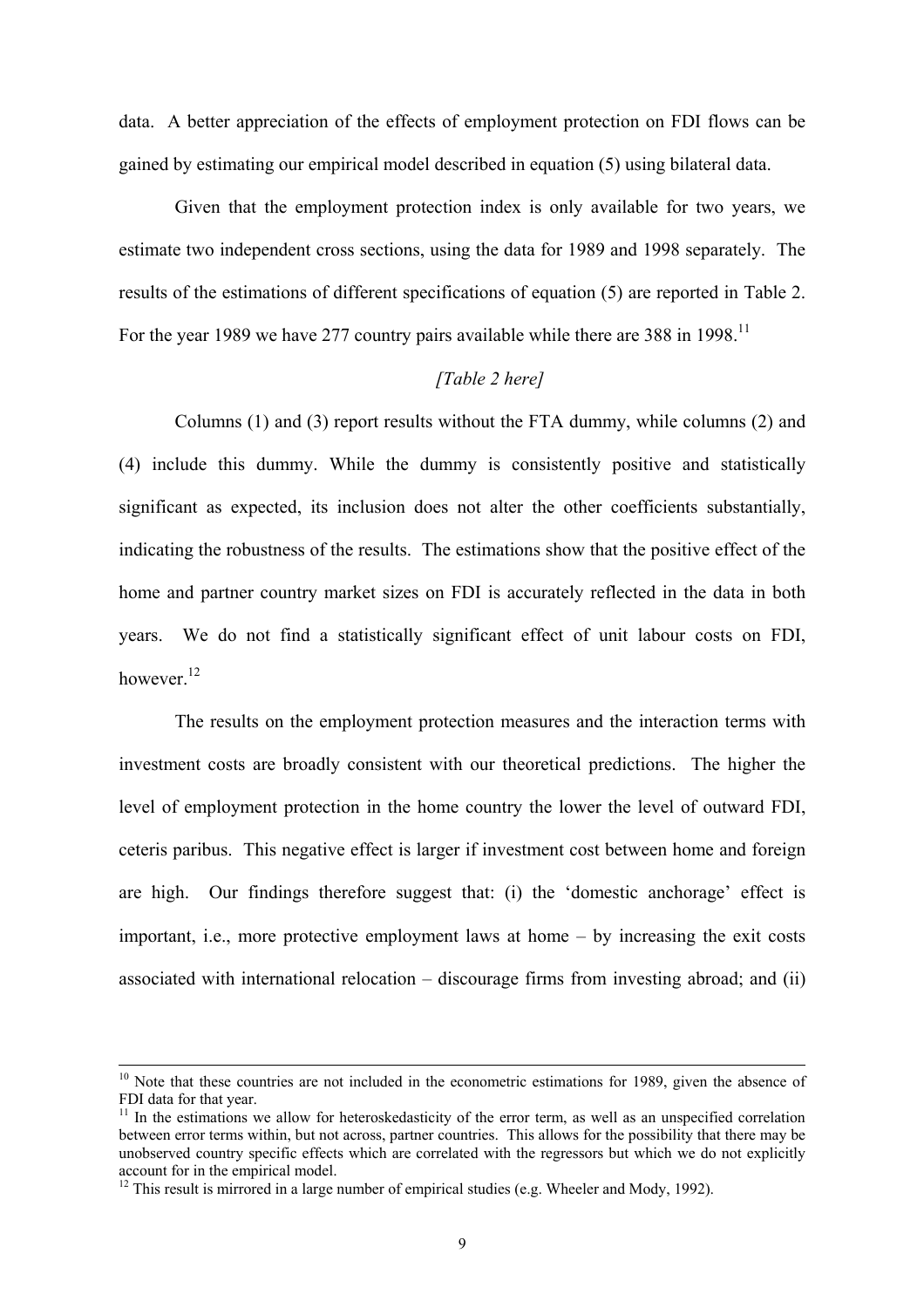data. A better appreciation of the effects of employment protection on FDI flows can be gained by estimating our empirical model described in equation (5) using bilateral data.

Given that the employment protection index is only available for two years, we estimate two independent cross sections, using the data for 1989 and 1998 separately. The results of the estimations of different specifications of equation (5) are reported in Table 2. For the year 1989 we have 277 country pairs available while there are 388 in 1998.[11]

*[Table 2 here]*

Columns (1) and (3) report results without the FTA dummy, while columns (2) and (4) include this dummy. While the dummy is consistently positive and statistically significant as expected, its inclusion does not alter the other coefficients substantially, indicating the robustness of the results. The estimations show that the positive effect of the home and partner country market sizes on FDI is accurately reflected in the data in both years. We do not find a statistically significant effect of unit labour costs on FDI, however.[12]

The results on the employment protection measures and the interaction terms with investment costs are broadly consistent with our theoretical predictions. The higher the level of employment protection in the home country the lower the level of outward FDI, ceteris paribus. This negative effect is larger if investment cost between home and foreign are high. Our findings therefore suggest that: (i) the 'domestic anchorage' effect is important, i.e., more protective employment laws at home – by increasing the exit costs associated with international relocation – discourage firms from investing abroad; and (ii)

---

[10] Note that these countries are not included in the econometric estimations for 1989, given the absence of FDI data for that year.

[11] In the estimations we allow for heteroskedasticity of the error term, as well as an unspecified correlation between error terms within, but not across, partner countries. This allows for the possibility that there may be unobserved country specific effects which are correlated with the regressors but which we do not explicitly account for in the empirical model.

[12] This result is mirrored in a large number of empirical studies (e.g. Wheeler and Mody, 1992).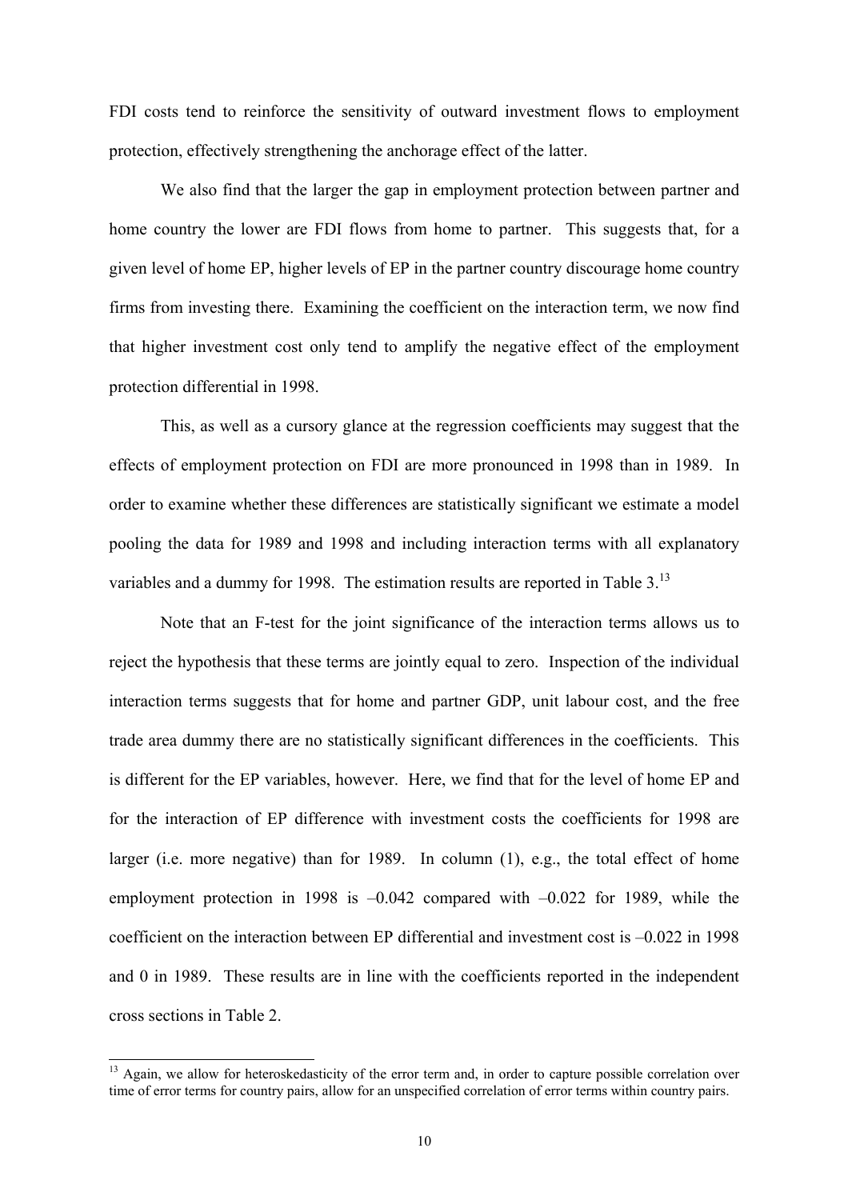FDI costs tend to reinforce the sensitivity of outward investment flows to employment protection, effectively strengthening the anchorage effect of the latter.

We also find that the larger the gap in employment protection between partner and home country the lower are FDI flows from home to partner. This suggests that, for a given level of home EP, higher levels of EP in the partner country discourage home country firms from investing there. Examining the coefficient on the interaction term, we now find that higher investment cost only tend to amplify the negative effect of the employment protection differential in 1998.

This, as well as a cursory glance at the regression coefficients may suggest that the effects of employment protection on FDI are more pronounced in 1998 than in 1989. In order to examine whether these differences are statistically significant we estimate a model pooling the data for 1989 and 1998 and including interaction terms with all explanatory variables and a dummy for 1998. The estimation results are reported in Table 3.[13]

Note that an F-test for the joint significance of the interaction terms allows us to reject the hypothesis that these terms are jointly equal to zero. Inspection of the individual interaction terms suggests that for home and partner GDP, unit labour cost, and the free trade area dummy there are no statistically significant differences in the coefficients. This is different for the EP variables, however. Here, we find that for the level of home EP and for the interaction of EP difference with investment costs the coefficients for 1998 are larger (i.e. more negative) than for 1989. In column (1), e.g., the total effect of home employment protection in 1998 is –0.042 compared with –0.022 for 1989, while the coefficient on the interaction between EP differential and investment cost is –0.022 in 1998 and 0 in 1989. These results are in line with the coefficients reported in the independent cross sections in Table 2.

---

[13] Again, we allow for heteroskedasticity of the error term and, in order to capture possible correlation over time of error terms for country pairs, allow for an unspecified correlation of error terms within country pairs.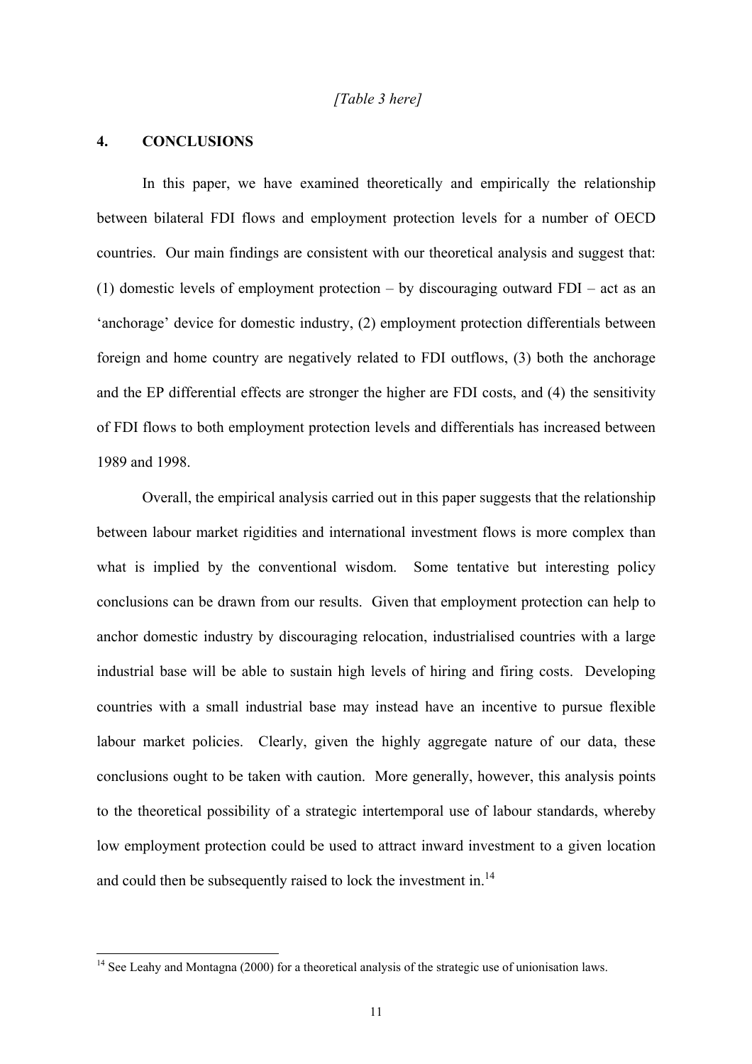*[Table 3 here]*

## 4. CONCLUSIONS

In this paper, we have examined theoretically and empirically the relationship between bilateral FDI flows and employment protection levels for a number of OECD countries. Our main findings are consistent with our theoretical analysis and suggest that: (1) domestic levels of employment protection – by discouraging outward FDI – act as an 'anchorage' device for domestic industry, (2) employment protection differentials between foreign and home country are negatively related to FDI outflows, (3) both the anchorage and the EP differential effects are stronger the higher are FDI costs, and (4) the sensitivity of FDI flows to both employment protection levels and differentials has increased between 1989 and 1998.

Overall, the empirical analysis carried out in this paper suggests that the relationship between labour market rigidities and international investment flows is more complex than what is implied by the conventional wisdom. Some tentative but interesting policy conclusions can be drawn from our results. Given that employment protection can help to anchor domestic industry by discouraging relocation, industrialised countries with a large industrial base will be able to sustain high levels of hiring and firing costs. Developing countries with a small industrial base may instead have an incentive to pursue flexible labour market policies. Clearly, given the highly aggregate nature of our data, these conclusions ought to be taken with caution. More generally, however, this analysis points to the theoretical possibility of a strategic intertemporal use of labour standards, whereby low employment protection could be used to attract inward investment to a given location and could then be subsequently raised to lock the investment in.[14]

[14] See Leahy and Montagna (2000) for a theoretical analysis of the strategic use of unionisation laws.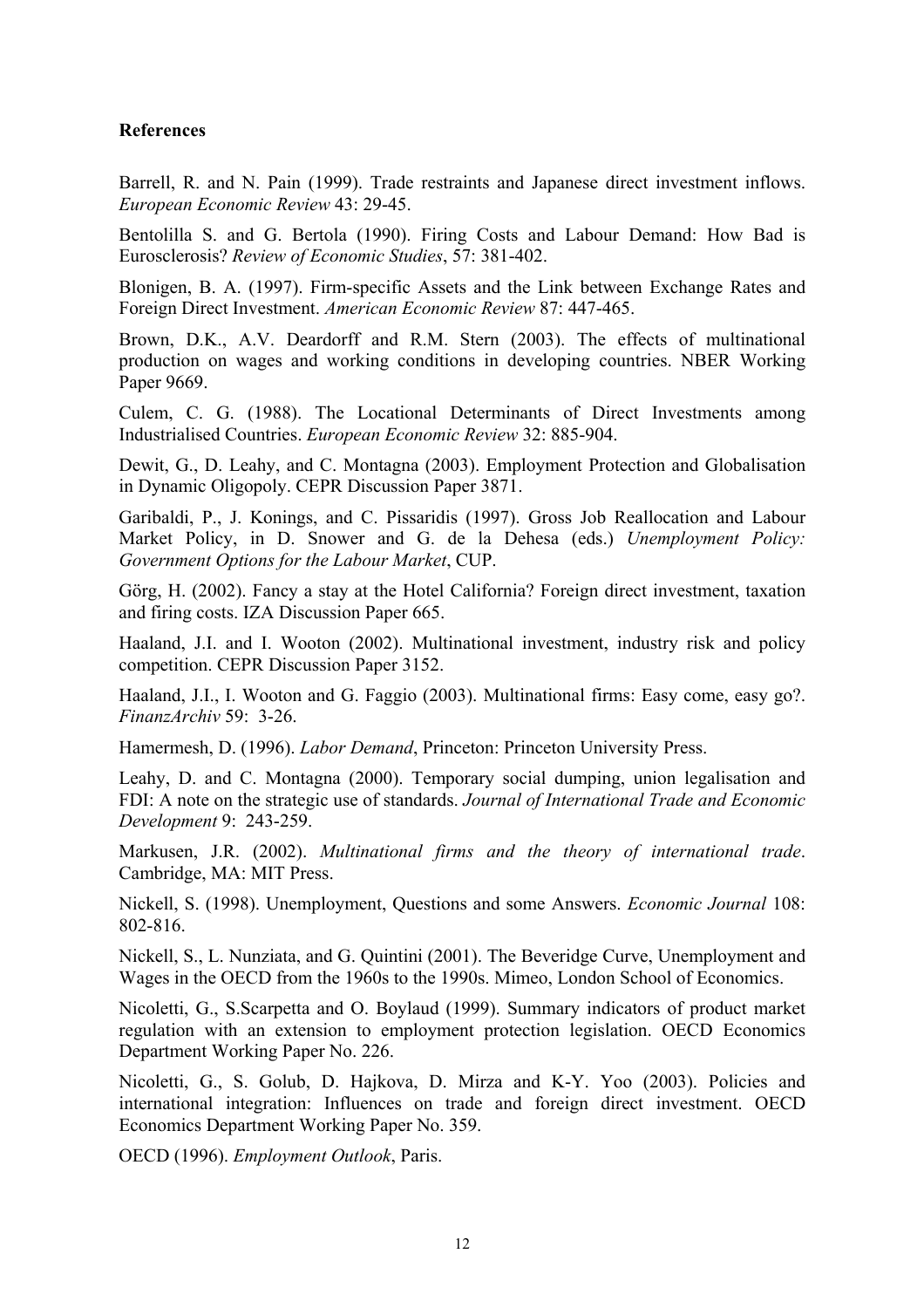**References**

Barrell, R. and N. Pain (1999). Trade restraints and Japanese direct investment inflows. *European Economic Review* 43: 29-45.

Bentolilla S. and G. Bertola (1990). Firing Costs and Labour Demand: How Bad is Eurosclerosis? *Review of Economic Studies*, 57: 381-402.

Blonigen, B. A. (1997). Firm-specific Assets and the Link between Exchange Rates and Foreign Direct Investment. *American Economic Review* 87: 447-465.

Brown, D.K., A.V. Deardorff and R.M. Stern (2003). The effects of multinational production on wages and working conditions in developing countries. NBER Working Paper 9669.

Culem, C. G. (1988). The Locational Determinants of Direct Investments among Industrialised Countries. *European Economic Review* 32: 885-904.

Dewit, G., D. Leahy, and C. Montagna (2003). Employment Protection and Globalisation in Dynamic Oligopoly. CEPR Discussion Paper 3871.

Garibaldi, P., J. Konings, and C. Pissaridis (1997). Gross Job Reallocation and Labour Market Policy, in D. Snower and G. de la Dehesa (eds.) *Unemployment Policy: Government Options for the Labour Market*, CUP.

Görg, H. (2002). Fancy a stay at the Hotel California? Foreign direct investment, taxation and firing costs. IZA Discussion Paper 665.

Haaland, J.I. and I. Wooton (2002). Multinational investment, industry risk and policy competition. CEPR Discussion Paper 3152.

Haaland, J.I., I. Wooton and G. Faggio (2003). Multinational firms: Easy come, easy go?. *FinanzArchiv* 59: 3-26.

Hamermesh, D. (1996). *Labor Demand*, Princeton: Princeton University Press.

Leahy, D. and C. Montagna (2000). Temporary social dumping, union legalisation and FDI: A note on the strategic use of standards. *Journal of International Trade and Economic Development* 9: 243-259.

Markusen, J.R. (2002). *Multinational firms and the theory of international trade*. Cambridge, MA: MIT Press.

Nickell, S. (1998). Unemployment, Questions and some Answers. *Economic Journal* 108: 802-816.

Nickell, S., L. Nunziata, and G. Quintini (2001). The Beveridge Curve, Unemployment and Wages in the OECD from the 1960s to the 1990s. Mimeo, London School of Economics.

Nicoletti, G., S.Scarpetta and O. Boylaud (1999). Summary indicators of product market regulation with an extension to employment protection legislation. OECD Economics Department Working Paper No. 226.

Nicoletti, G., S. Golub, D. Hajkova, D. Mirza and K-Y. Yoo (2003). Policies and international integration: Influences on trade and foreign direct investment. OECD Economics Department Working Paper No. 359.

OECD (1996). *Employment Outlook*, Paris.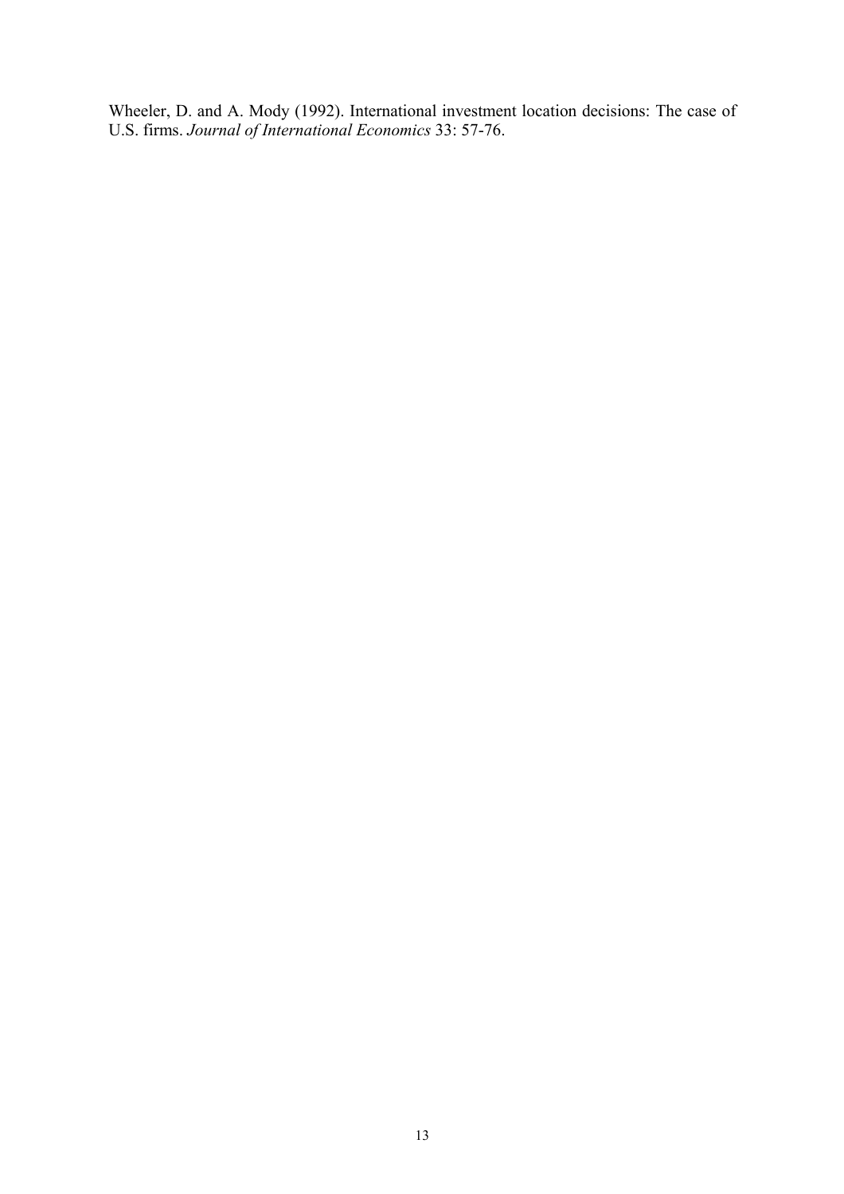Wheeler, D. and A. Mody (1992). International investment location decisions: The case of U.S. firms. *Journal of International Economics* 33: 57-76.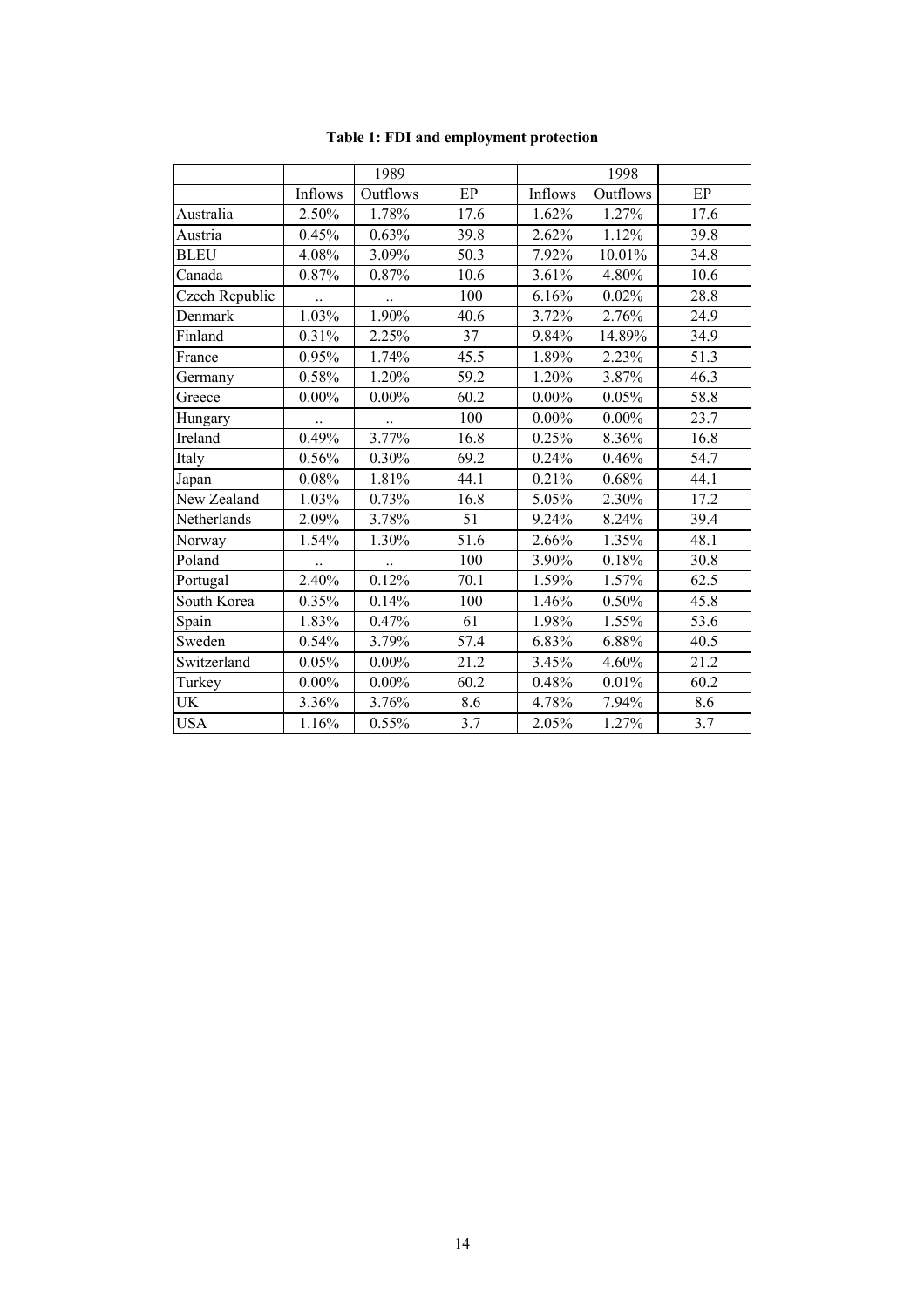**Table 1: FDI and employment protection**

| | | 1989 | | | 1998 | |
|---|---|---|---|---|---|---|
| | Inflows | Outflows | EP | Inflows | Outflows | EP |
| Australia | 2.50% | 1.78% | 17.6 | 1.62% | 1.27% | 17.6 |
| Austria | 0.45% | 0.63% | 39.8 | 2.62% | 1.12% | 39.8 |
| BLEU | 4.08% | 3.09% | 50.3 | 7.92% | 10.01% | 34.8 |
| Canada | 0.87% | 0.87% | 10.6 | 3.61% | 4.80% | 10.6 |
| Czech Republic | .. | .. | 100 | 6.16% | 0.02% | 28.8 |
| Denmark | 1.03% | 1.90% | 40.6 | 3.72% | 2.76% | 24.9 |
| Finland | 0.31% | 2.25% | 37 | 9.84% | 14.89% | 34.9 |
| France | 0.95% | 1.74% | 45.5 | 1.89% | 2.23% | 51.3 |
| Germany | 0.58% | 1.20% | 59.2 | 1.20% | 3.87% | 46.3 |
| Greece | 0.00% | 0.00% | 60.2 | 0.00% | 0.05% | 58.8 |
| Hungary | .. | .. | 100 | 0.00% | 0.00% | 23.7 |
| Ireland | 0.49% | 3.77% | 16.8 | 0.25% | 8.36% | 16.8 |
| Italy | 0.56% | 0.30% | 69.2 | 0.24% | 0.46% | 54.7 |
| Japan | 0.08% | 1.81% | 44.1 | 0.21% | 0.68% | 44.1 |
| New Zealand | 1.03% | 0.73% | 16.8 | 5.05% | 2.30% | 17.2 |
| Netherlands | 2.09% | 3.78% | 51 | 9.24% | 8.24% | 39.4 |
| Norway | 1.54% | 1.30% | 51.6 | 2.66% | 1.35% | 48.1 |
| Poland | .. | .. | 100 | 3.90% | 0.18% | 30.8 |
| Portugal | 2.40% | 0.12% | 70.1 | 1.59% | 1.57% | 62.5 |
| South Korea | 0.35% | 0.14% | 100 | 1.46% | 0.50% | 45.8 |
| Spain | 1.83% | 0.47% | 61 | 1.98% | 1.55% | 53.6 |
| Sweden | 0.54% | 3.79% | 57.4 | 6.83% | 6.88% | 40.5 |
| Switzerland | 0.05% | 0.00% | 21.2 | 3.45% | 4.60% | 21.2 |
| Turkey | 0.00% | 0.00% | 60.2 | 0.48% | 0.01% | 60.2 |
| UK | 3.36% | 3.76% | 8.6 | 4.78% | 7.94% | 8.6 |
| USA | 1.16% | 0.55% | 3.7 | 2.05% | 1.27% | 3.7 |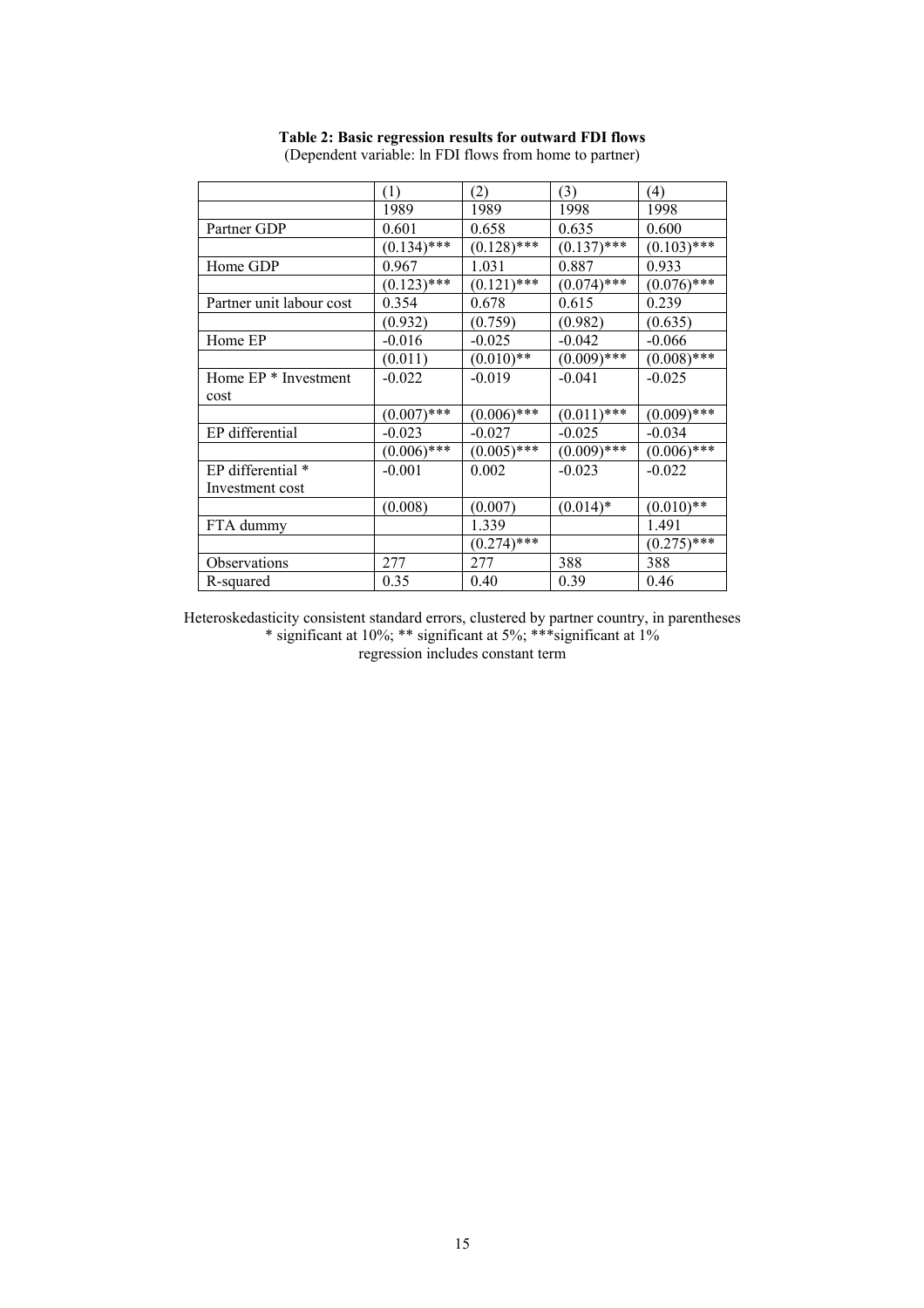**Table 2: Basic regression results for outward FDI flows**
(Dependent variable: ln FDI flows from home to partner)

| | (1) | (2) | (3) | (4) |
|---|---|---|---|---|
| | 1989 | 1989 | 1998 | 1998 |
| Partner GDP | 0.601 | 0.658 | 0.635 | 0.600 |
| | (0.134)*** | (0.128)*** | (0.137)*** | (0.103)*** |
| Home GDP | 0.967 | 1.031 | 0.887 | 0.933 |
| | (0.123)*** | (0.121)*** | (0.074)*** | (0.076)*** |
| Partner unit labour cost | 0.354 | 0.678 | 0.615 | 0.239 |
| | (0.932) | (0.759) | (0.982) | (0.635) |
| Home EP | -0.016 | -0.025 | -0.042 | -0.066 |
| | (0.011) | (0.010)** | (0.009)*** | (0.008)*** |
| Home EP * Investment cost | -0.022 | -0.019 | -0.041 | -0.025 |
| | (0.007)*** | (0.006)*** | (0.011)*** | (0.009)*** |
| EP differential | -0.023 | -0.027 | -0.025 | -0.034 |
| | (0.006)*** | (0.005)*** | (0.009)*** | (0.006)*** |
| EP differential * Investment cost | -0.001 | 0.002 | -0.023 | -0.022 |
| | (0.008) | (0.007) | (0.014)* | (0.010)** |
| FTA dummy | | 1.339 | | 1.491 |
| | | (0.274)*** | | (0.275)*** |
| Observations | 277 | 277 | 388 | 388 |
| R-squared | 0.35 | 0.40 | 0.39 | 0.46 |

Heteroskedasticity consistent standard errors, clustered by partner country, in parentheses
* significant at 10%; ** significant at 5%; ***significant at 1%
regression includes constant term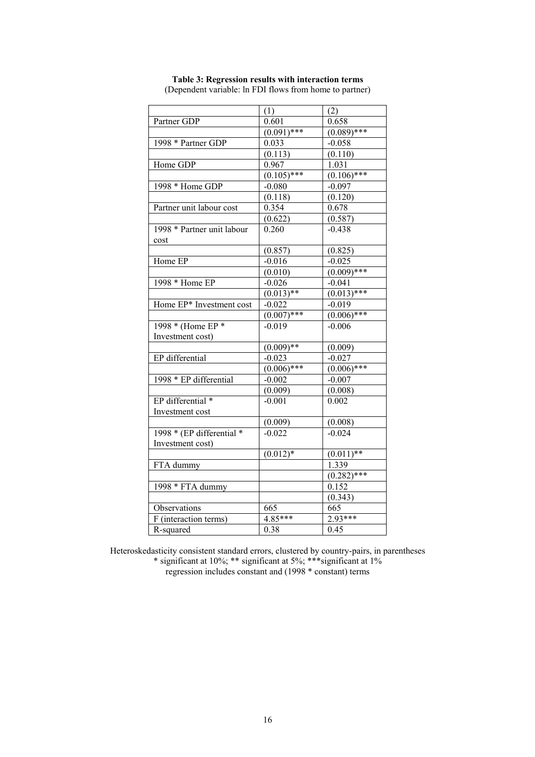**Table 3: Regression results with interaction terms**
(Dependent variable: ln FDI flows from home to partner)

| | (1) | (2) |
|---|---|---|
| Partner GDP | 0.601 | 0.658 |
| | (0.091)*** | (0.089)*** |
| 1998 * Partner GDP | 0.033 | -0.058 |
| | (0.113) | (0.110) |
| Home GDP | 0.967 | 1.031 |
| | (0.105)*** | (0.106)*** |
| 1998 * Home GDP | -0.080 | -0.097 |
| | (0.118) | (0.120) |
| Partner unit labour cost | 0.354 | 0.678 |
| | (0.622) | (0.587) |
| 1998 * Partner unit labour cost | 0.260 | -0.438 |
| | (0.857) | (0.825) |
| Home EP | -0.016 | -0.025 |
| | (0.010) | (0.009)*** |
| 1998 * Home EP | -0.026 | -0.041 |
| | (0.013)** | (0.013)*** |
| Home EP* Investment cost | -0.022 | -0.019 |
| | (0.007)*** | (0.006)*** |
| 1998 * (Home EP * Investment cost) | -0.019 | -0.006 |
| | (0.009)** | (0.009) |
| EP differential | -0.023 | -0.027 |
| | (0.006)*** | (0.006)*** |
| 1998 * EP differential | -0.002 | -0.007 |
| | (0.009) | (0.008) |
| EP differential * Investment cost | -0.001 | 0.002 |
| | (0.009) | (0.008) |
| 1998 * (EP differential * Investment cost) | -0.022 | -0.024 |
| | (0.012)* | (0.011)** |
| FTA dummy | | 1.339 |
| | | (0.282)*** |
| 1998 * FTA dummy | | 0.152 |
| | | (0.343) |
| Observations | 665 | 665 |
| F (interaction terms) | 4.85*** | 2.93*** |
| R-squared | 0.38 | 0.45 |

Heteroskedasticity consistent standard errors, clustered by country-pairs, in parentheses
* significant at 10%; ** significant at 5%; ***significant at 1%
regression includes constant and (1998 * constant) terms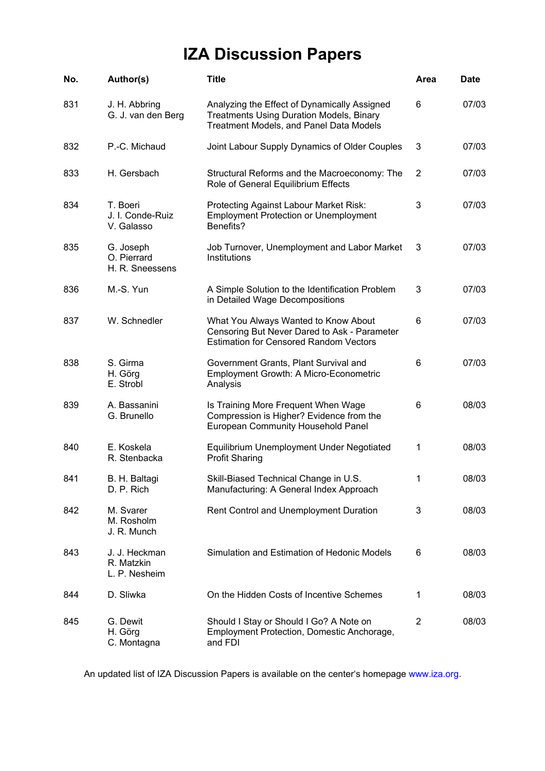# IZA Discussion Papers

| No. | Author(s) | Title | Area | Date |
|---|---|---|---|---|
| 831 | J. H. Abbring<br>G. J. van den Berg | Analyzing the Effect of Dynamically Assigned Treatments Using Duration Models, Binary Treatment Models, and Panel Data Models | 6 | 07/03 |
| 832 | P.-C. Michaud | Joint Labour Supply Dynamics of Older Couples | 3 | 07/03 |
| 833 | H. Gersbach | Structural Reforms and the Macroeconomy: The Role of General Equilibrium Effects | 2 | 07/03 |
| 834 | T. Boeri<br>J. I. Conde-Ruiz<br>V. Galasso | Protecting Against Labour Market Risk: Employment Protection or Unemployment Benefits? | 3 | 07/03 |
| 835 | G. Joseph<br>O. Pierrard<br>H. R. Sneessens | Job Turnover, Unemployment and Labor Market Institutions | 3 | 07/03 |
| 836 | M.-S. Yun | A Simple Solution to the Identification Problem in Detailed Wage Decompositions | 3 | 07/03 |
| 837 | W. Schnedler | What You Always Wanted to Know About Censoring But Never Dared to Ask - Parameter Estimation for Censored Random Vectors | 6 | 07/03 |
| 838 | S. Girma<br>H. Görg<br>E. Strobl | Government Grants, Plant Survival and Employment Growth: A Micro-Econometric Analysis | 6 | 07/03 |
| 839 | A. Bassanini<br>G. Brunello | Is Training More Frequent When Wage Compression is Higher? Evidence from the European Community Household Panel | 6 | 08/03 |
| 840 | E. Koskela<br>R. Stenbacka | Equilibrium Unemployment Under Negotiated Profit Sharing | 1 | 08/03 |
| 841 | B. H. Baltagi<br>D. P. Rich | Skill-Biased Technical Change in U.S. Manufacturing: A General Index Approach | 1 | 08/03 |
| 842 | M. Svarer<br>M. Rosholm<br>J. R. Munch | Rent Control and Unemployment Duration | 3 | 08/03 |
| 843 | J. J. Heckman<br>R. Matzkin<br>L. P. Nesheim | Simulation and Estimation of Hedonic Models | 6 | 08/03 |
| 844 | D. Sliwka | On the Hidden Costs of Incentive Schemes | 1 | 08/03 |
| 845 | G. Dewit<br>H. Görg<br>C. Montagna | Should I Stay or Should I Go? A Note on Employment Protection, Domestic Anchorage, and FDI | 2 | 08/03 |

An updated list of IZA Discussion Papers is available on the center's homepage www.iza.org.